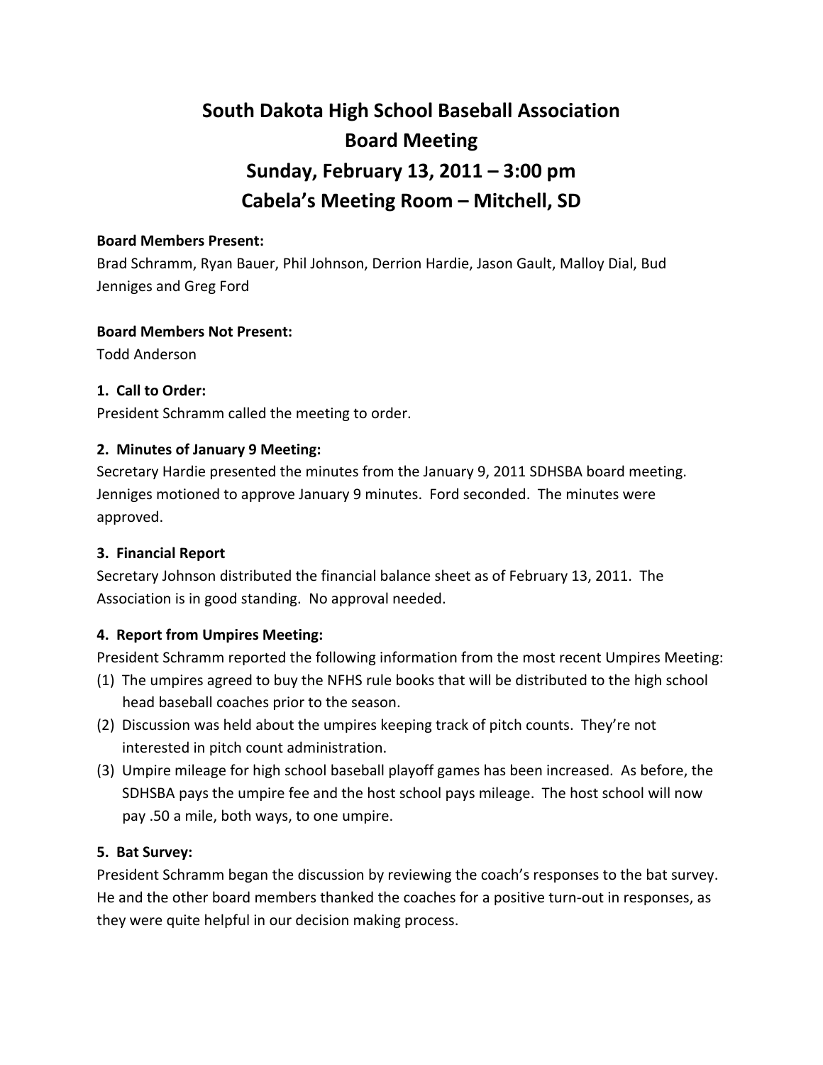# South Dakota High School Baseball Association
# Board Meeting
# Sunday, February 13, 2011 – 3:00 pm
# Cabela's Meeting Room – Mitchell, SD

**Board Members Present:**
Brad Schramm, Ryan Bauer, Phil Johnson, Derrion Hardie, Jason Gault, Malloy Dial, Bud Jenniges and Greg Ford

**Board Members Not Present:**
Todd Anderson

**1. Call to Order:**
President Schramm called the meeting to order.

**2. Minutes of January 9 Meeting:**
Secretary Hardie presented the minutes from the January 9, 2011 SDHSBA board meeting. Jenniges motioned to approve January 9 minutes. Ford seconded. The minutes were approved.

**3. Financial Report**
Secretary Johnson distributed the financial balance sheet as of February 13, 2011. The Association is in good standing. No approval needed.

**4. Report from Umpires Meeting:**
President Schramm reported the following information from the most recent Umpires Meeting:
(1) The umpires agreed to buy the NFHS rule books that will be distributed to the high school head baseball coaches prior to the season.
(2) Discussion was held about the umpires keeping track of pitch counts. They're not interested in pitch count administration.
(3) Umpire mileage for high school baseball playoff games has been increased. As before, the SDHSBA pays the umpire fee and the host school pays mileage. The host school will now pay .50 a mile, both ways, to one umpire.

**5. Bat Survey:**
President Schramm began the discussion by reviewing the coach's responses to the bat survey. He and the other board members thanked the coaches for a positive turn-out in responses, as they were quite helpful in our decision making process.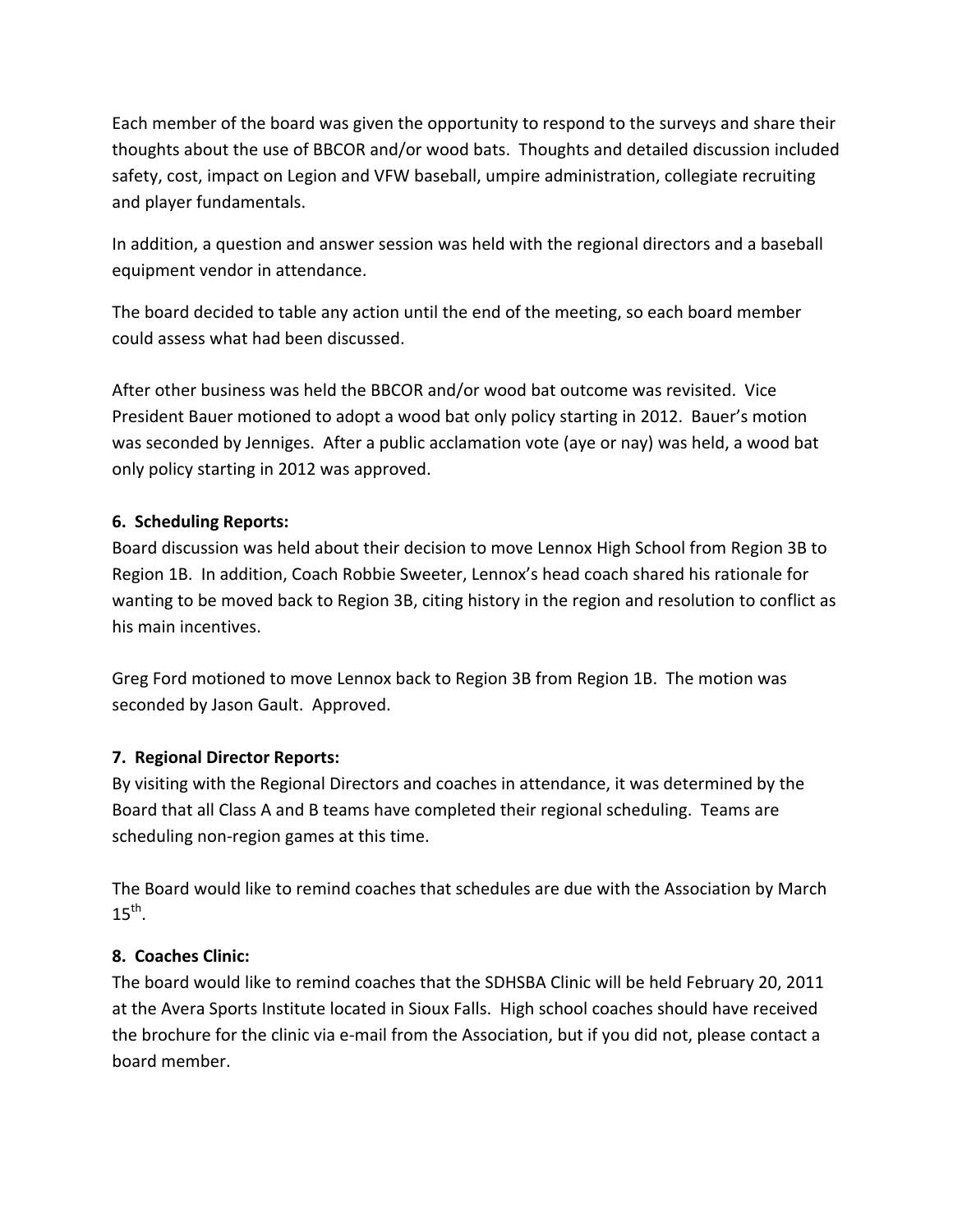Each member of the board was given the opportunity to respond to the surveys and share their thoughts about the use of BBCOR and/or wood bats. Thoughts and detailed discussion included safety, cost, impact on Legion and VFW baseball, umpire administration, collegiate recruiting and player fundamentals.

In addition, a question and answer session was held with the regional directors and a baseball equipment vendor in attendance.

The board decided to table any action until the end of the meeting, so each board member could assess what had been discussed.

After other business was held the BBCOR and/or wood bat outcome was revisited. Vice President Bauer motioned to adopt a wood bat only policy starting in 2012. Bauer's motion was seconded by Jenniges. After a public acclamation vote (aye or nay) was held, a wood bat only policy starting in 2012 was approved.

**6. Scheduling Reports:**
Board discussion was held about their decision to move Lennox High School from Region 3B to Region 1B. In addition, Coach Robbie Sweeter, Lennox's head coach shared his rationale for wanting to be moved back to Region 3B, citing history in the region and resolution to conflict as his main incentives.

Greg Ford motioned to move Lennox back to Region 3B from Region 1B. The motion was seconded by Jason Gault. Approved.

**7. Regional Director Reports:**
By visiting with the Regional Directors and coaches in attendance, it was determined by the Board that all Class A and B teams have completed their regional scheduling. Teams are scheduling non-region games at this time.

The Board would like to remind coaches that schedules are due with the Association by March 15th.

**8. Coaches Clinic:**
The board would like to remind coaches that the SDHSBA Clinic will be held February 20, 2011 at the Avera Sports Institute located in Sioux Falls. High school coaches should have received the brochure for the clinic via e-mail from the Association, but if you did not, please contact a board member.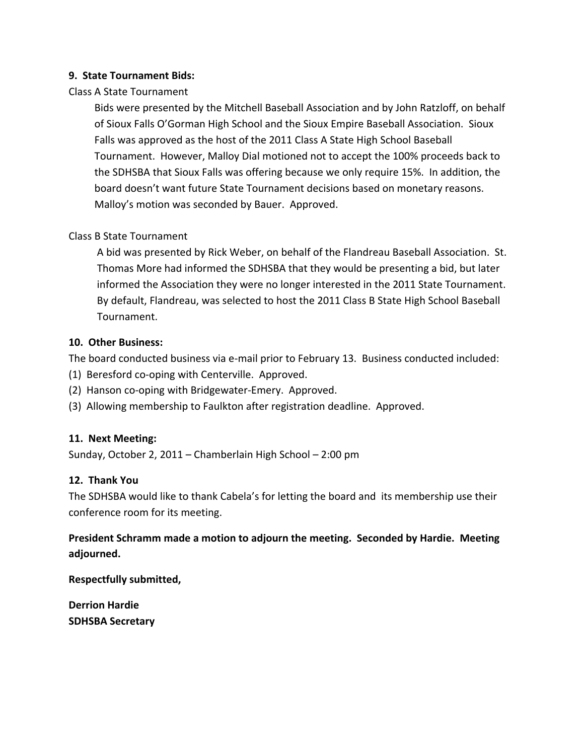**9. State Tournament Bids:**

Class A State Tournament

Bids were presented by the Mitchell Baseball Association and by John Ratzloff, on behalf of Sioux Falls O'Gorman High School and the Sioux Empire Baseball Association. Sioux Falls was approved as the host of the 2011 Class A State High School Baseball Tournament. However, Malloy Dial motioned not to accept the 100% proceeds back to the SDHSBA that Sioux Falls was offering because we only require 15%. In addition, the board doesn't want future State Tournament decisions based on monetary reasons. Malloy's motion was seconded by Bauer. Approved.

Class B State Tournament

A bid was presented by Rick Weber, on behalf of the Flandreau Baseball Association. St. Thomas More had informed the SDHSBA that they would be presenting a bid, but later informed the Association they were no longer interested in the 2011 State Tournament. By default, Flandreau, was selected to host the 2011 Class B State High School Baseball Tournament.

**10. Other Business:**

The board conducted business via e-mail prior to February 13. Business conducted included:

(1) Beresford co-oping with Centerville. Approved.

(2) Hanson co-oping with Bridgewater-Emery. Approved.

(3) Allowing membership to Faulkton after registration deadline. Approved.

**11. Next Meeting:**

Sunday, October 2, 2011 – Chamberlain High School – 2:00 pm

**12. Thank You**

The SDHSBA would like to thank Cabela's for letting the board and its membership use their conference room for its meeting.

**President Schramm made a motion to adjourn the meeting. Seconded by Hardie. Meeting adjourned.**

**Respectfully submitted,**

**Derrion Hardie**
**SDHSBA Secretary**